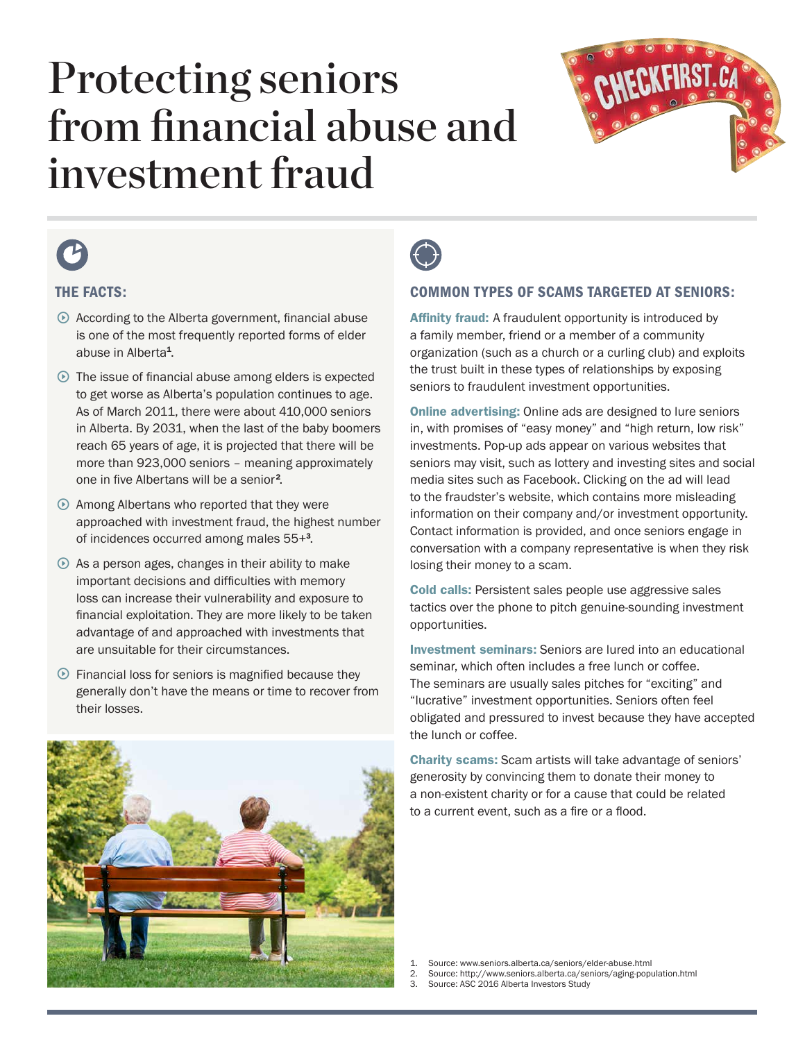# Protecting seniors from financial abuse and investment fraud

CHECKFIRST.CA

## THE FACTS:

- According to the Alberta government, financial abuse is one of the most frequently reported forms of elder abuse in Alberta[1].
- The issue of financial abuse among elders is expected to get worse as Alberta's population continues to age. As of March 2011, there were about 410,000 seniors in Alberta. By 2031, when the last of the baby boomers reach 65 years of age, it is projected that there will be more than 923,000 seniors – meaning approximately one in five Albertans will be a senior[2].
- Among Albertans who reported that they were approached with investment fraud, the highest number of incidences occurred among males 55+[3].
- As a person ages, changes in their ability to make important decisions and difficulties with memory loss can increase their vulnerability and exposure to financial exploitation. They are more likely to be taken advantage of and approached with investments that are unsuitable for their circumstances.
- Financial loss for seniors is magnified because they generally don't have the means or time to recover from their losses.

## COMMON TYPES OF SCAMS TARGETED AT SENIORS:

**Affinity fraud:** A fraudulent opportunity is introduced by a family member, friend or a member of a community organization (such as a church or a curling club) and exploits the trust built in these types of relationships by exposing seniors to fraudulent investment opportunities.

**Online advertising:** Online ads are designed to lure seniors in, with promises of "easy money" and "high return, low risk" investments. Pop-up ads appear on various websites that seniors may visit, such as lottery and investing sites and social media sites such as Facebook. Clicking on the ad will lead to the fraudster's website, which contains more misleading information on their company and/or investment opportunity. Contact information is provided, and once seniors engage in conversation with a company representative is when they risk losing their money to a scam.

**Cold calls:** Persistent sales people use aggressive sales tactics over the phone to pitch genuine-sounding investment opportunities.

**Investment seminars:** Seniors are lured into an educational seminar, which often includes a free lunch or coffee. The seminars are usually sales pitches for "exciting" and "lucrative" investment opportunities. Seniors often feel obligated and pressured to invest because they have accepted the lunch or coffee.

**Charity scams:** Scam artists will take advantage of seniors' generosity by convincing them to donate their money to a non-existent charity or for a cause that could be related to a current event, such as a fire or a flood.

1. Source: www.seniors.alberta.ca/seniors/elder-abuse.html
2. Source: http://www.seniors.alberta.ca/seniors/aging-population.html
3. Source: ASC 2016 Alberta Investors Study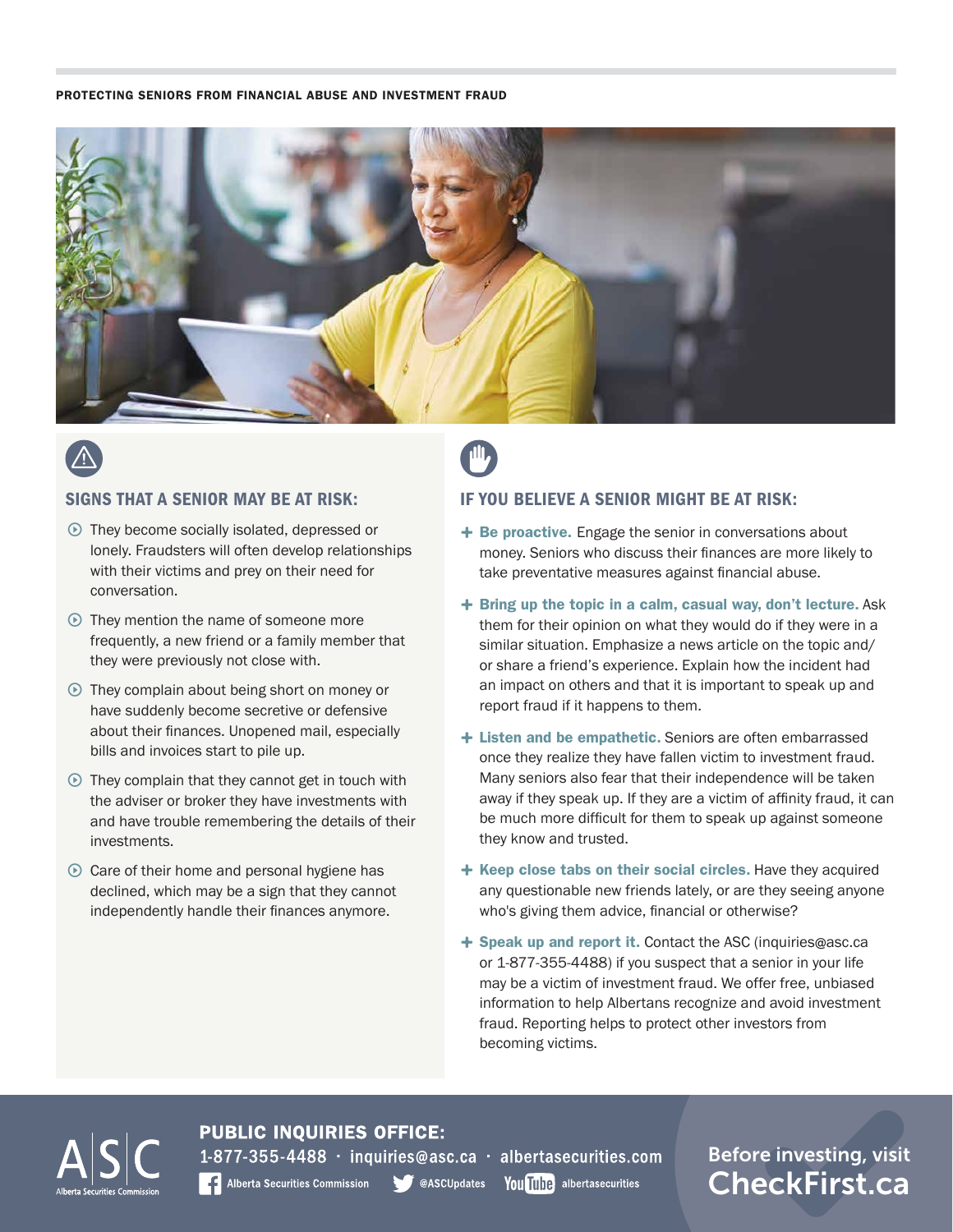PROTECTING SENIORS FROM FINANCIAL ABUSE AND INVESTMENT FRAUD

## SIGNS THAT A SENIOR MAY BE AT RISK:

- They become socially isolated, depressed or lonely. Fraudsters will often develop relationships with their victims and prey on their need for conversation.
- They mention the name of someone more frequently, a new friend or a family member that they were previously not close with.
- They complain about being short on money or have suddenly become secretive or defensive about their finances. Unopened mail, especially bills and invoices start to pile up.
- They complain that they cannot get in touch with the adviser or broker they have investments with and have trouble remembering the details of their investments.
- Care of their home and personal hygiene has declined, which may be a sign that they cannot independently handle their finances anymore.

## IF YOU BELIEVE A SENIOR MIGHT BE AT RISK:

- **Be proactive.** Engage the senior in conversations about money. Seniors who discuss their finances are more likely to take preventative measures against financial abuse.
- **Bring up the topic in a calm, casual way, don't lecture.** Ask them for their opinion on what they would do if they were in a similar situation. Emphasize a news article on the topic and/or share a friend's experience. Explain how the incident had an impact on others and that it is important to speak up and report fraud if it happens to them.
- **Listen and be empathetic.** Seniors are often embarrassed once they realize they have fallen victim to investment fraud. Many seniors also fear that their independence will be taken away if they speak up. If they are a victim of affinity fraud, it can be much more difficult for them to speak up against someone they know and trusted.
- **Keep close tabs on their social circles.** Have they acquired any questionable new friends lately, or are they seeing anyone who's giving them advice, financial or otherwise?
- **Speak up and report it.** Contact the ASC (inquiries@asc.ca or 1-877-355-4488) if you suspect that a senior in your life may be a victim of investment fraud. We offer free, unbiased information to help Albertans recognize and avoid investment fraud. Reporting helps to protect other investors from becoming victims.

ASC Alberta Securities Commission

**PUBLIC INQUIRIES OFFICE:**
1-877-355-4488 · inquiries@asc.ca · albertasecurities.com
Alberta Securities Commission · @ASCUpdates · YouTube albertasecurities

Before investing, visit CheckFirst.ca